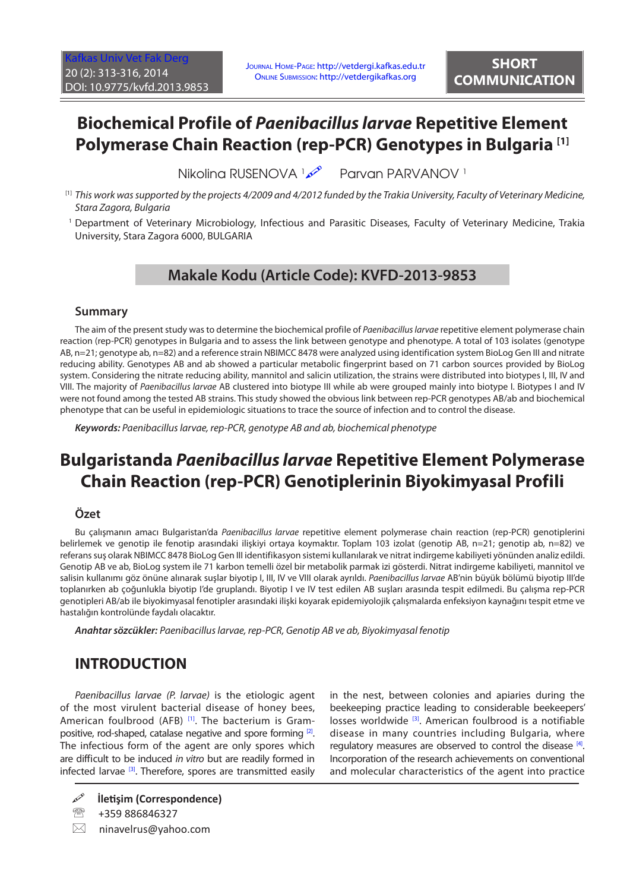SHORT COMMUNICATION

# Biochemical Profile of *Paenibacillus larvae* Repetitive Element Polymerase Chain Reaction (rep-PCR) Genotypes in Bulgaria [1]

Nikolina RUSENOVA [1] Parvan PARVANOV [1]

[1] *This work was supported by the projects 4/2009 and 4/2012 funded by the Trakia University, Faculty of Veterinary Medicine, Stara Zagora, Bulgaria*

[1] Department of Veterinary Microbiology, Infectious and Parasitic Diseases, Faculty of Veterinary Medicine, Trakia University, Stara Zagora 6000, BULGARIA

**Makale Kodu (Article Code): KVFD-2013-9853**

### Summary

The aim of the present study was to determine the biochemical profile of *Paenibacillus larvae* repetitive element polymerase chain reaction (rep-PCR) genotypes in Bulgaria and to assess the link between genotype and phenotype. A total of 103 isolates (genotype AB, n=21; genotype ab, n=82) and a reference strain NBIMCC 8478 were analyzed using identification system BioLog Gen III and nitrate reducing ability. Genotypes AB and ab showed a particular metabolic fingerprint based on 71 carbon sources provided by BioLog system. Considering the nitrate reducing ability, mannitol and salicin utilization, the strains were distributed into biotypes I, III, IV and VIII. The majority of *Paenibacillus larvae* AB clustered into biotype III while ab were grouped mainly into biotype I. Biotypes I and IV were not found among the tested AB strains. This study showed the obvious link between rep-PCR genotypes AB/ab and biochemical phenotype that can be useful in epidemiologic situations to trace the source of infection and to control the disease.

***Keywords:*** *Paenibacillus larvae, rep-PCR, genotype AB and ab, biochemical phenotype*

# Bulgaristanda *Paenibacillus larvae* Repetitive Element Polymerase Chain Reaction (rep-PCR) Genotiplerinin Biyokimyasal Profili

### Özet

Bu çalışmanın amacı Bulgaristan'da *Paenibacillus larvae* repetitive element polymerase chain reaction (rep-PCR) genotiplerini belirlemek ve genotip ile fenotip arasındaki ilişkiyi ortaya koymaktır. Toplam 103 izolat (genotip AB, n=21; genotip ab, n=82) ve referans suş olarak NBIMCC 8478 BioLog Gen III identifikasyon sistemi kullanılarak ve nitrat indirgeme kabiliyeti yönünden analiz edildi. Genotip AB ve ab, BioLog system ile 71 karbon temelli özel bir metabolik parmak izi gösterdi. Nitrat indirgeme kabiliyeti, mannitol ve salisin kullanımı göz önüne alınarak suşlar biyotip I, III, IV ve VIII olarak ayrıldı. *Paenibacillus larvae* AB'nin büyük bölümü biyotip III'de toplanırken ab çoğunlukla biyotip I'de gruplandı. Biyotip I ve IV test edilen AB suşları arasında tespit edilmedi. Bu çalışma rep-PCR genotipleri AB/ab ile biyokimyasal fenotipler arasındaki ilişki koyarak epidemiyolojik çalışmalarda enfeksiyon kaynağını tespit etme ve hastalığın kontrolünde faydalı olacaktır.

***Anahtar sözcükler:*** *Paenibacillus larvae, rep-PCR, Genotip AB ve ab, Biyokimyasal fenotip*

## INTRODUCTION

*Paenibacillus larvae (P. larvae)* is the etiologic agent of the most virulent bacterial disease of honey bees, American foulbrood (AFB) [1]. The bacterium is Gram-positive, rod-shaped, catalase negative and spore forming [2]. The infectious form of the agent are only spores which are difficult to be induced *in vitro* but are readily formed in infected larvae [3]. Therefore, spores are transmitted easily in the nest, between colonies and apiaries during the beekeeping practice leading to considerable beekeepers' losses worldwide [3]. American foulbrood is a notifiable disease in many countries including Bulgaria, where regulatory measures are observed to control the disease [4]. Incorporation of the research achievements on conventional and molecular characteristics of the agent into practice

**İletişim (Correspondence)**

+359 886846327

ninavelrus@yahoo.com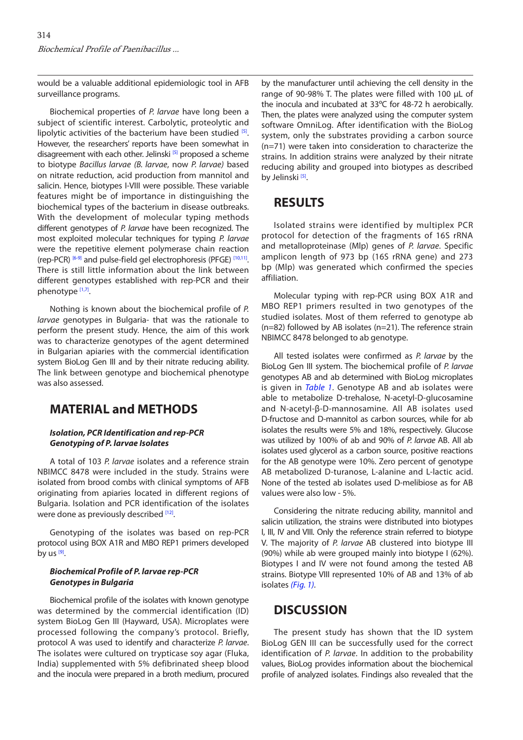would be a valuable additional epidemiologic tool in AFB surveillance programs.

Biochemical properties of *P. larvae* have long been a subject of scientific interest. Carbolytic, proteolytic and lipolytic activities of the bacterium have been studied [5]. However, the researchers' reports have been somewhat in disagreement with each other. Jelinski [5] proposed a scheme to biotype *Bacillus larvae (B. larvae*, now *P. larvae)* based on nitrate reduction, acid production from mannitol and salicin. Hence, biotypes I-VIII were possible. These variable features might be of importance in distinguishing the biochemical types of the bacterium in disease outbreaks. With the development of molecular typing methods different genotypes of *P. larvae* have been recognized. The most exploited molecular techniques for typing *P. larvae* were the repetitive element polymerase chain reaction (rep-PCR) [6-9] and pulse-field gel electrophoresis (PFGE) [10,11]. There is still little information about the link between different genotypes established with rep-PCR and their phenotype [1,7].

Nothing is known about the biochemical profile of *P. larvae* genotypes in Bulgaria- that was the rationale to perform the present study. Hence, the aim of this work was to characterize genotypes of the agent determined in Bulgarian apiaries with the commercial identification system BioLog Gen III and by their nitrate reducing ability. The link between genotype and biochemical phenotype was also assessed.

## MATERIAL and METHODS

### *Isolation, PCR Identification and rep-PCR Genotyping of P. larvae Isolates*

A total of 103 *P. larvae* isolates and a reference strain NBIMCC 8478 were included in the study. Strains were isolated from brood combs with clinical symptoms of AFB originating from apiaries located in different regions of Bulgaria. Isolation and PCR identification of the isolates were done as previously described [12].

Genotyping of the isolates was based on rep-PCR protocol using BOX A1R and MBO REP1 primers developed by us [9].

### *Biochemical Profile of P. larvae rep-PCR Genotypes in Bulgaria*

Biochemical profile of the isolates with known genotype was determined by the commercial identification (ID) system BioLog Gen III (Hayward, USA). Microplates were processed following the company's protocol. Briefly, protocol A was used to identify and characterize *P. larvae*. The isolates were cultured on trypticase soy agar (Fluka, India) supplemented with 5% defibrinated sheep blood and the inocula were prepared in a broth medium, procured by the manufacturer until achieving the cell density in the range of 90-98% T. The plates were filled with 100 µL of the inocula and incubated at 33ºC for 48-72 h aerobically. Then, the plates were analyzed using the computer system software OmniLog. After identification with the BioLog system, only the substrates providing a carbon source (n=71) were taken into consideration to characterize the strains. In addition strains were analyzed by their nitrate reducing ability and grouped into biotypes as described by Jelinski [5].

## RESULTS

Isolated strains were identified by multiplex PCR protocol for detection of the fragments of 16S rRNA and metalloproteinase (Mlp) genes of *P. larvae*. Specific amplicon length of 973 bp (16S rRNA gene) and 273 bp (Mlp) was generated which confirmed the species affiliation.

Molecular typing with rep-PCR using BOX A1R and MBO REP1 primers resulted in two genotypes of the studied isolates. Most of them referred to genotype ab (n=82) followed by AB isolates (n=21). The reference strain NBIMCC 8478 belonged to ab genotype.

All tested isolates were confirmed as *P. larvae* by the BioLog Gen III system. The biochemical profile of *P. larvae* genotypes AB and ab determined with BioLog microplates is given in *Table 1*. Genotype AB and ab isolates were able to metabolize D-trehalose, N-acetyl-D-glucosamine and N-acetyl-β-D-mannosamine. All AB isolates used D-fructose and D-mannitol as carbon sources, while for ab isolates the results were 5% and 18%, respectively. Glucose was utilized by 100% of ab and 90% of *P. larvae* AB. All ab isolates used glycerol as a carbon source, positive reactions for the AB genotype were 10%. Zero percent of genotype AB metabolized D-turanose, L-alanine and L-lactic acid. None of the tested ab isolates used D-melibiose as for AB values were also low - 5%.

Considering the nitrate reducing ability, mannitol and salicin utilization, the strains were distributed into biotypes I, III, IV and VIII. Only the reference strain referred to biotype V. The majority of *P. larvae* AB clustered into biotype III (90%) while ab were grouped mainly into biotype I (62%). Biotypes I and IV were not found among the tested AB strains. Biotype VIII represented 10% of AB and 13% of ab isolates *(Fig. 1)*.

## DISCUSSION

The present study has shown that the ID system BioLog GEN III can be successfully used for the correct identification of *P. larvae*. In addition to the probability values, BioLog provides information about the biochemical profile of analyzed isolates. Findings also revealed that the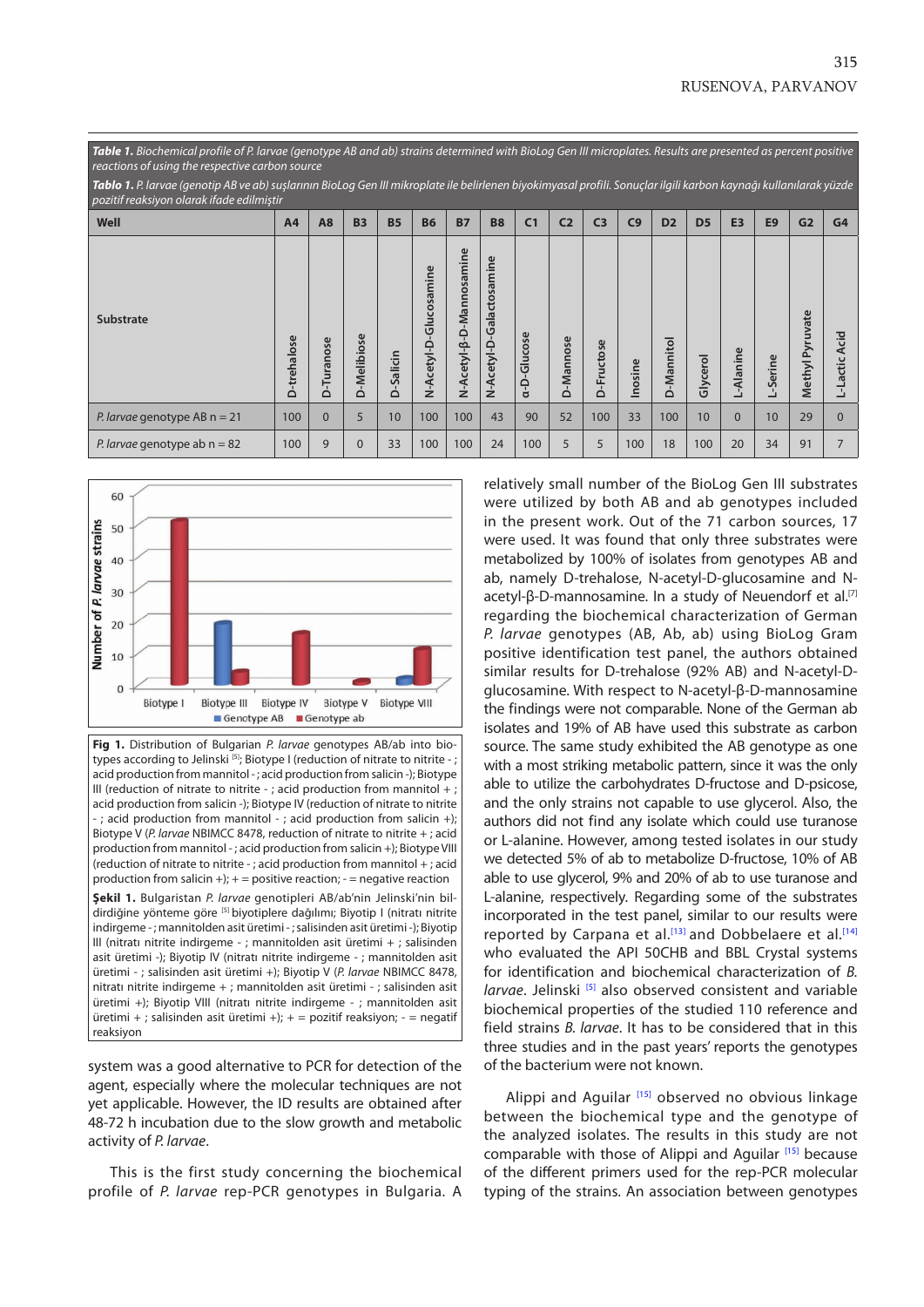**Table 1.** *Biochemical profile of P. larvae (genotype AB and ab) strains determined with BioLog Gen III microplates. Results are presented as percent positive reactions of using the respective carbon source*

**Tablo 1.** *P. larvae (genotip AB ve ab) suşlarının BioLog Gen III mikroplate ile belirlenen biyokimyasal profili. Sonuçlar ilgili karbon kaynağı kullanılarak yüzde pozitif reaksiyon olarak ifade edilmiştir*

| Well | A4 | A8 | B3 | B5 | B6 | B7 | B8 | C1 | C2 | C3 | C9 | D2 | D5 | E3 | E9 | G2 | G4 |
|---|---|---|---|---|---|---|---|---|---|---|---|---|---|---|---|---|---|
| Substrate | D-trehalose | D-Turanose | D-Melibiose | D-Salicin | N-Acetyl-D-Glucosamine | N-Acetyl-β-D-Mannosamine | N-Acetyl-D-Galactosamine | α-D-Glucose | D-Mannose | D-Fructose | Inosine | D-Mannitol | Glycerol | L-Alanine | L-Serine | Methyl Pyruvate | L-Lactic Acid |
| *P. larvae* genotype AB n = 21 | 100 | 0 | 5 | 10 | 100 | 100 | 43 | 90 | 52 | 100 | 33 | 100 | 10 | 0 | 10 | 29 | 0 |
| *P. larvae* genotype ab n = 82 | 100 | 9 | 0 | 33 | 100 | 100 | 24 | 100 | 5 | 5 | 100 | 18 | 100 | 20 | 34 | 91 | 7 |

**Fig 1.** Distribution of Bulgarian *P. larvae* genotypes AB/ab into biotypes according to Jelinski [5]; Biotype I (reduction of nitrate to nitrite - ; acid production from mannitol - ; acid production from salicin -); Biotype III (reduction of nitrate to nitrite - ; acid production from mannitol + ; acid production from salicin -); Biotype IV (reduction of nitrate to nitrite - ; acid production from mannitol - ; acid production from salicin +); Biotype V (*P. larvae* NBIMCC 8478, reduction of nitrate to nitrite + ; acid production from mannitol - ; acid production from salicin +); Biotype VIII (reduction of nitrate to nitrite - ; acid production from mannitol + ; acid production from salicin +); + = positive reaction; - = negative reaction

**Şekil 1.** Bulgaristan *P. larvae* genotipleri AB/ab'nin Jelinski'nin bildirdiğine yönteme göre [5] biyotiplere dağılımı; Biyotip I (nitratı nitrite indirgeme - ; mannitolden asit üretimi - ; salisinden asit üretimi -); Biyotip III (nitratı nitrite indirgeme - ; mannitolden asit üretimi + ; salisinden asit üretimi -); Biyotip IV (nitratı nitrite indirgeme - ; mannitolden asit üretimi - ; salisinden asit üretimi +); Biyotip V (*P. larvae* NBIMCC 8478, nitratı nitrite indirgeme + ; mannitolden asit üretimi - ; salisinden asit üretimi +); Biyotip VIII (nitratı nitrite indirgeme - ; mannitolden asit üretimi + ; salisinden asit üretimi +); + = pozitif reaksiyon; - = negatif reaksiyon

system was a good alternative to PCR for detection of the agent, especially where the molecular techniques are not yet applicable. However, the ID results are obtained after 48-72 h incubation due to the slow growth and metabolic activity of *P. larvae*.

This is the first study concerning the biochemical profile of *P. larvae* rep-PCR genotypes in Bulgaria. A relatively small number of the BioLog Gen III substrates were utilized by both AB and ab genotypes included in the present work. Out of the 71 carbon sources, 17 were used. It was found that only three substrates were metabolized by 100% of isolates from genotypes AB and ab, namely D-trehalose, N-acetyl-D-glucosamine and N-acetyl-β-D-mannosamine. In a study of Neuendorf et al.[7] regarding the biochemical characterization of German *P. larvae* genotypes (AB, Ab, ab) using BioLog Gram positive identification test panel, the authors obtained similar results for D-trehalose (92% AB) and N-acetyl-D-glucosamine. With respect to N-acetyl-β-D-mannosamine the findings were not comparable. None of the German ab isolates and 19% of AB have used this substrate as carbon source. The same study exhibited the AB genotype as one with a most striking metabolic pattern, since it was the only able to utilize the carbohydrates D-fructose and D-psicose, and the only strains not capable to use glycerol. Also, the authors did not find any isolate which could use turanose or L-alanine. However, among tested isolates in our study we detected 5% of ab to metabolize D-fructose, 10% of AB able to use glycerol, 9% and 20% of ab to use turanose and L-alanine, respectively. Regarding some of the substrates incorporated in the test panel, similar to our results were reported by Carpana et al.[13] and Dobbelaere et al.[14] who evaluated the API 50CHB and BBL Crystal systems for identification and biochemical characterization of *B. larvae*. Jelinski [5] also observed consistent and variable biochemical properties of the studied 110 reference and field strains *B. larvae*. It has to be considered that in this three studies and in the past years' reports the genotypes of the bacterium were not known.

Alippi and Aguilar [15] observed no obvious linkage between the biochemical type and the genotype of the analyzed isolates. The results in this study are not comparable with those of Alippi and Aguilar [15] because of the different primers used for the rep-PCR molecular typing of the strains. An association between genotypes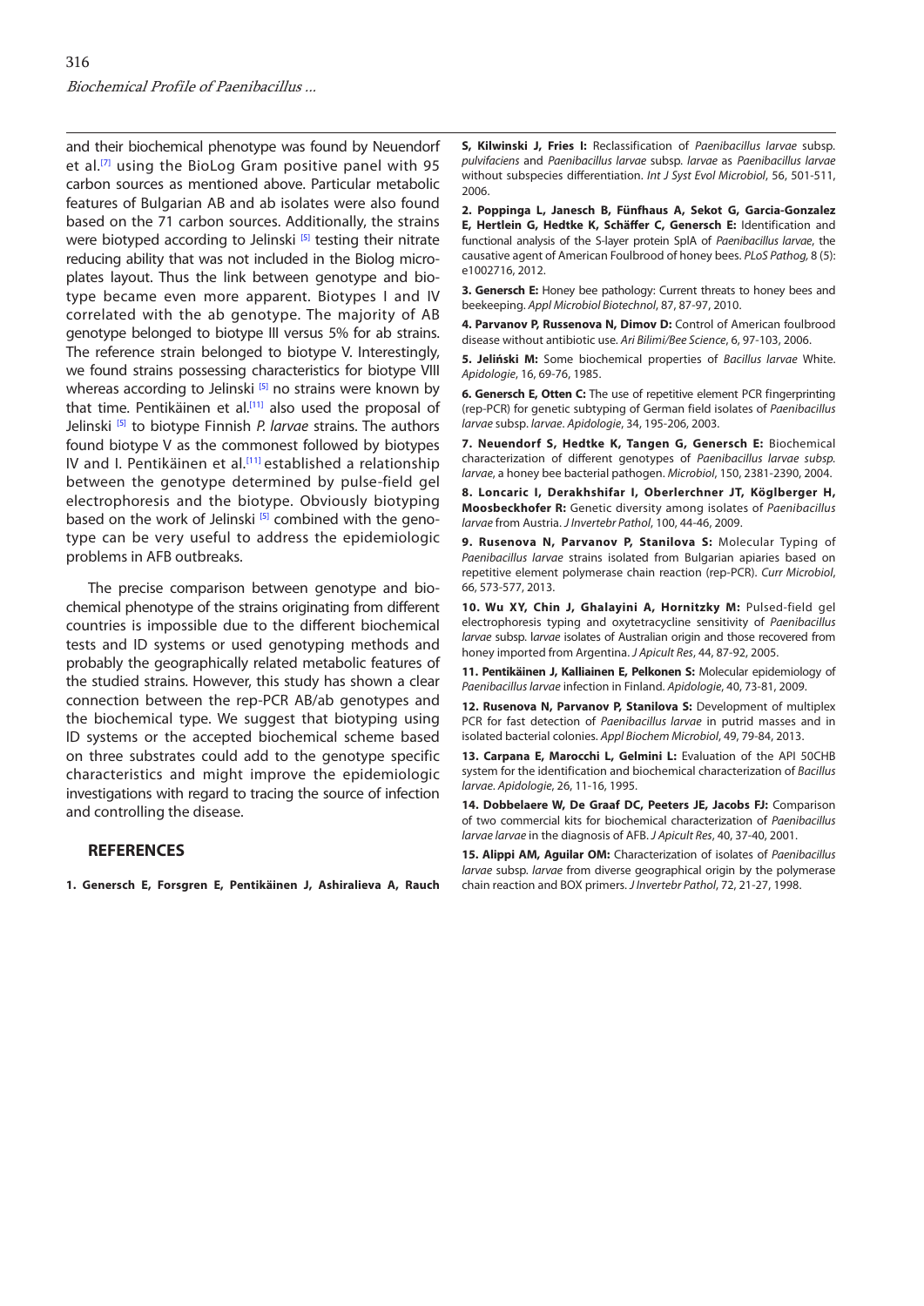and their biochemical phenotype was found by Neuendorf et al.[7] using the BioLog Gram positive panel with 95 carbon sources as mentioned above. Particular metabolic features of Bulgarian AB and ab isolates were also found based on the 71 carbon sources. Additionally, the strains were biotyped according to Jelinski [5] testing their nitrate reducing ability that was not included in the Biolog microplates layout. Thus the link between genotype and biotype became even more apparent. Biotypes I and IV correlated with the ab genotype. The majority of AB genotype belonged to biotype III versus 5% for ab strains. The reference strain belonged to biotype V. Interestingly, we found strains possessing characteristics for biotype VIII whereas according to Jelinski [5] no strains were known by that time. Pentikäinen et al.[11] also used the proposal of Jelinski [5] to biotype Finnish *P. larvae* strains. The authors found biotype V as the commonest followed by biotypes IV and I. Pentikäinen et al.[11] established a relationship between the genotype determined by pulse-field gel electrophoresis and the biotype. Obviously biotyping based on the work of Jelinski [5] combined with the genotype can be very useful to address the epidemiologic problems in AFB outbreaks.

The precise comparison between genotype and biochemical phenotype of the strains originating from different countries is impossible due to the different biochemical tests and ID systems or used genotyping methods and probably the geographically related metabolic features of the studied strains. However, this study has shown a clear connection between the rep-PCR AB/ab genotypes and the biochemical type. We suggest that biotyping using ID systems or the accepted biochemical scheme based on three substrates could add to the genotype specific characteristics and might improve the epidemiologic investigations with regard to tracing the source of infection and controlling the disease.

## REFERENCES

**1. Genersch E, Forsgren E, Pentikäinen J, Ashiralieva A, Rauch S, Kilwinski J, Fries I:** Reclassification of *Paenibacillus larvae* subsp. *pulvifaciens* and *Paenibacillus larvae* subsp. *larvae* as *Paenibacillus larvae* without subspecies differentiation. *Int J Syst Evol Microbiol*, 56, 501-511, 2006.

**2. Poppinga L, Janesch B, Fünfhaus A, Sekot G, Garcia-Gonzalez E, Hertlein G, Hedtke K, Schäffer C, Genersch E:** Identification and functional analysis of the S-layer protein SplA of *Paenibacillus larvae*, the causative agent of American Foulbrood of honey bees. *PLoS Pathog*, 8 (5): e1002716, 2012.

**3. Genersch E:** Honey bee pathology: Current threats to honey bees and beekeeping. *Appl Microbiol Biotechnol*, 87, 87-97, 2010.

**4. Parvanov P, Russenova N, Dimov D:** Control of American foulbrood disease without antibiotic use. *Ari Bilimi/Bee Science*, 6, 97-103, 2006.

**5. Jeliński M:** Some biochemical properties of *Bacillus larvae* White. *Apidologie*, 16, 69-76, 1985.

**6. Genersch E, Otten C:** The use of repetitive element PCR fingerprinting (rep-PCR) for genetic subtyping of German field isolates of *Paenibacillus larvae* subsp. *larvae*. *Apidologie*, 34, 195-206, 2003.

**7. Neuendorf S, Hedtke K, Tangen G, Genersch E:** Biochemical characterization of different genotypes of *Paenibacillus larvae subsp. larvae*, a honey bee bacterial pathogen. *Microbiol*, 150, 2381-2390, 2004.

**8. Loncaric I, Derakhshifar I, Oberlerchner JT, Köglberger H, Moosbeckhofer R:** Genetic diversity among isolates of *Paenibacillus larvae* from Austria. *J Invertebr Pathol*, 100, 44-46, 2009.

**9. Rusenova N, Parvanov P, Stanilova S:** Molecular Typing of *Paenibacillus larvae* strains isolated from Bulgarian apiaries based on repetitive element polymerase chain reaction (rep-PCR). *Curr Microbiol*, 66, 573-577, 2013.

**10. Wu XY, Chin J, Ghalayini A, Hornitzky M:** Pulsed-field gel electrophoresis typing and oxytetracycline sensitivity of *Paenibacillus larvae* subsp. *larvae* isolates of Australian origin and those recovered from honey imported from Argentina. *J Apicult Res*, 44, 87-92, 2005.

**11. Pentikäinen J, Kalliainen E, Pelkonen S:** Molecular epidemiology of *Paenibacillus larvae* infection in Finland. *Apidologie*, 40, 73-81, 2009.

**12. Rusenova N, Parvanov P, Stanilova S:** Development of multiplex PCR for fast detection of *Paenibacillus larvae* in putrid masses and in isolated bacterial colonies. *Appl Biochem Microbiol*, 49, 79-84, 2013.

**13. Carpana E, Marocchi L, Gelmini L:** Evaluation of the API 50CHB system for the identification and biochemical characterization of *Bacillus larvae*. *Apidologie*, 26, 11-16, 1995.

**14. Dobbelaere W, De Graaf DC, Peeters JE, Jacobs FJ:** Comparison of two commercial kits for biochemical characterization of *Paenibacillus larvae larvae* in the diagnosis of AFB. *J Apicult Res*, 40, 37-40, 2001.

**15. Alippi AM, Aguilar OM:** Characterization of isolates of *Paenibacillus larvae* subsp. *larvae* from diverse geographical origin by the polymerase chain reaction and BOX primers. *J Invertebr Pathol*, 72, 21-27, 1998.